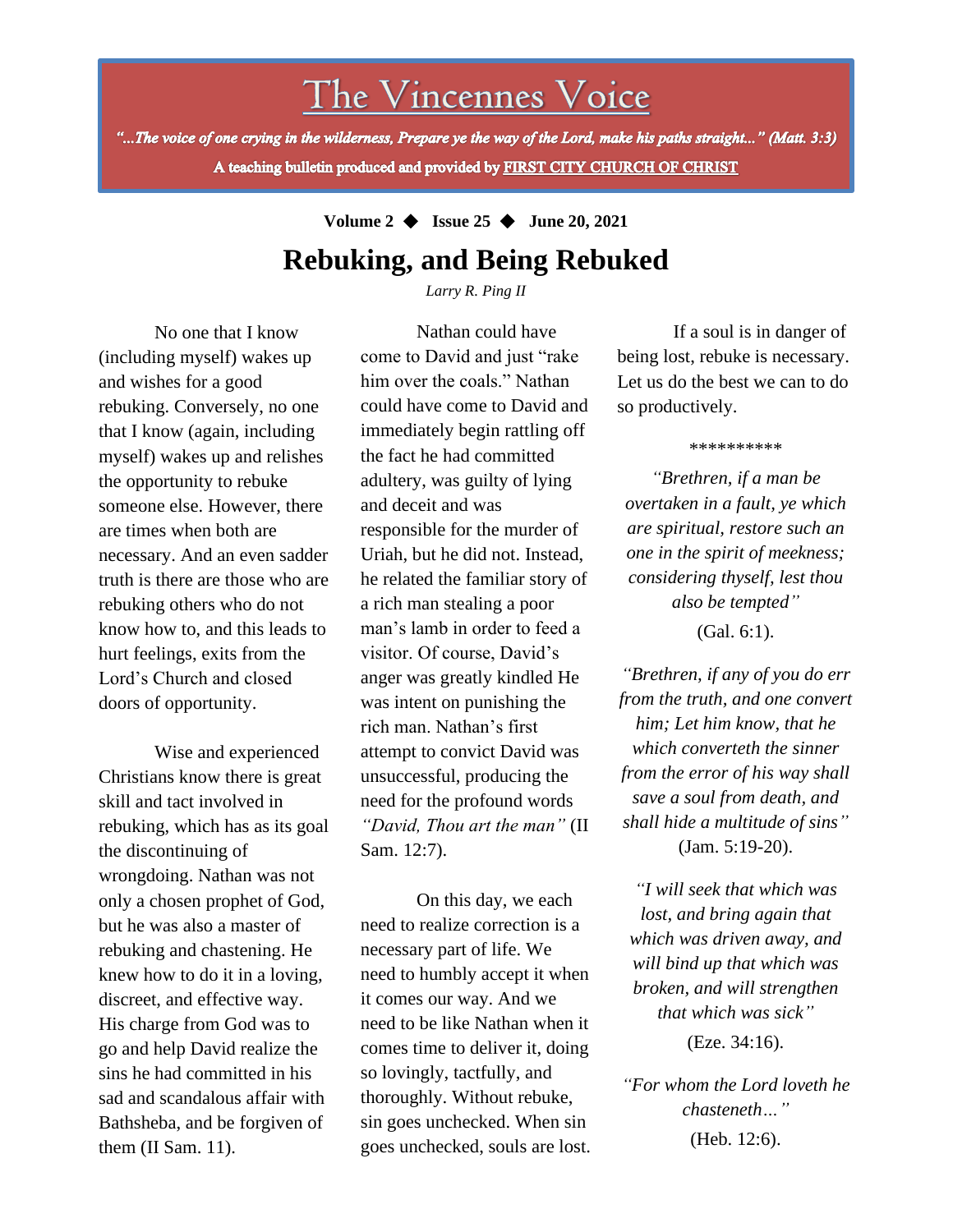# The Vincennes Voice

*"...The voice of one crying in the wilderness, Prepare ye the way of the Lord, make his paths straight..." (Matt. 3:3)*

**A teaching bulletin produced and provided by FIRST CITY CHURCH OF CHRIST**

**Volume 2 ◆ Issue 25 ◆ June 20, 2021**

## Rebuking, and Being Rebuked

*Larry R. Ping II*

No one that I know (including myself) wakes up and wishes for a good rebuking. Conversely, no one that I know (again, including myself) wakes up and relishes the opportunity to rebuke someone else. However, there are times when both are necessary. And an even sadder truth is there are those who are rebuking others who do not know how to, and this leads to hurt feelings, exits from the Lord's Church and closed doors of opportunity.

Wise and experienced Christians know there is great skill and tact involved in rebuking, which has as its goal the discontinuing of wrongdoing. Nathan was not only a chosen prophet of God, but he was also a master of rebuking and chastening. He knew how to do it in a loving, discreet, and effective way. His charge from God was to go and help David realize the sins he had committed in his sad and scandalous affair with Bathsheba, and be forgiven of them (II Sam. 11).

Nathan could have come to David and just "rake him over the coals." Nathan could have come to David and immediately begin rattling off the fact he had committed adultery, was guilty of lying and deceit and was responsible for the murder of Uriah, but he did not. Instead, he related the familiar story of a rich man stealing a poor man's lamb in order to feed a visitor. Of course, David's anger was greatly kindled He was intent on punishing the rich man. Nathan's first attempt to convict David was unsuccessful, producing the need for the profound words *"David, Thou art the man"* (II Sam. 12:7).

On this day, we each need to realize correction is a necessary part of life. We need to humbly accept it when it comes our way. And we need to be like Nathan when it comes time to deliver it, doing so lovingly, tactfully, and thoroughly. Without rebuke, sin goes unchecked. When sin goes unchecked, souls are lost.

If a soul is in danger of being lost, rebuke is necessary. Let us do the best we can to do so productively.

**********

*"Brethren, if a man be overtaken in a fault, ye which are spiritual, restore such an one in the spirit of meekness; considering thyself, lest thou also be tempted"* (Gal. 6:1).

*"Brethren, if any of you do err from the truth, and one convert him; Let him know, that he which converteth the sinner from the error of his way shall save a soul from death, and shall hide a multitude of sins"* (Jam. 5:19-20).

*"I will seek that which was lost, and bring again that which was driven away, and will bind up that which was broken, and will strengthen that which was sick"* (Eze. 34:16).

*"For whom the Lord loveth he chasteneth…"* (Heb. 12:6).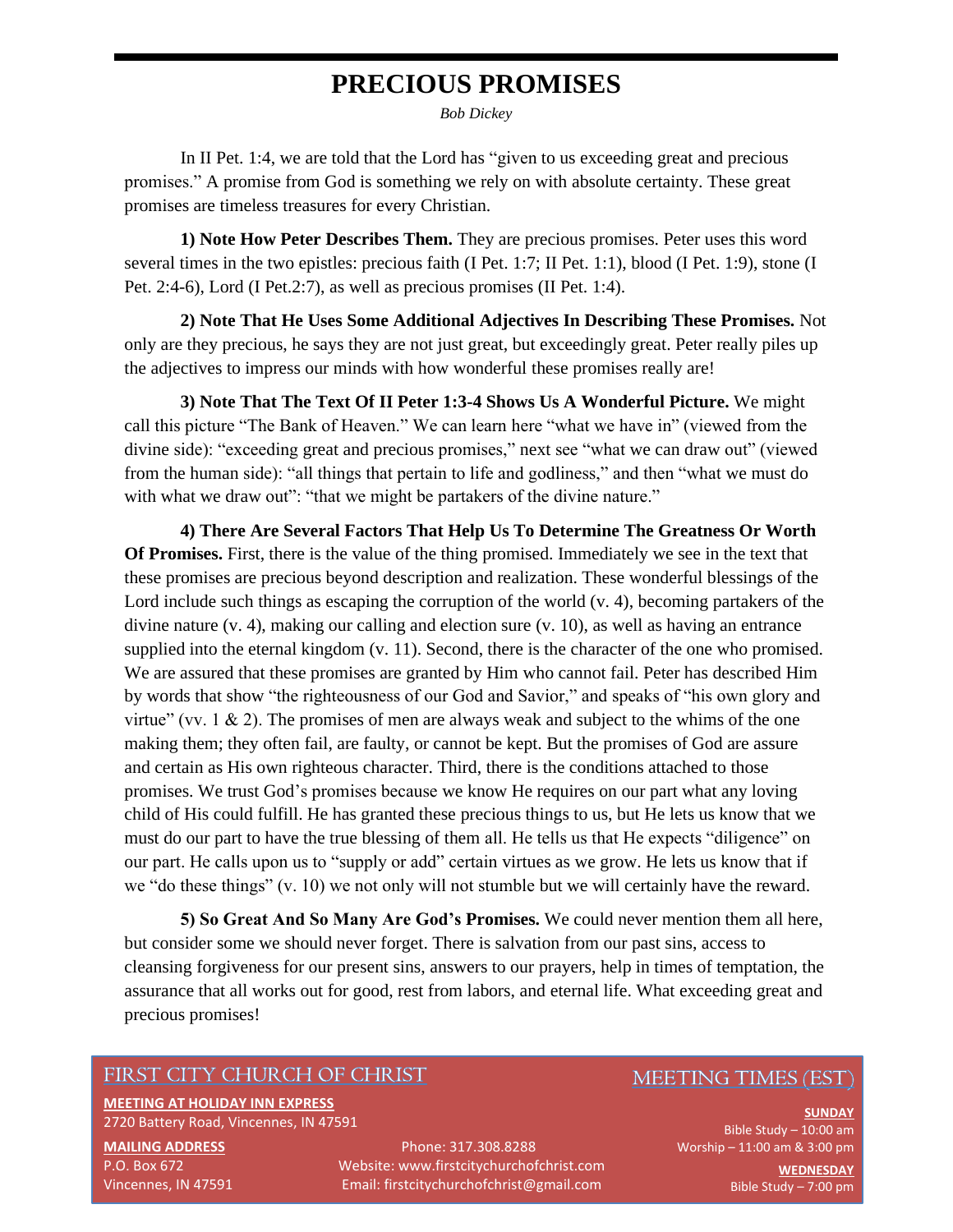# PRECIOUS PROMISES

*Bob Dickey*

In II Pet. 1:4, we are told that the Lord has "given to us exceeding great and precious promises." A promise from God is something we rely on with absolute certainty. These great promises are timeless treasures for every Christian.

**1) Note How Peter Describes Them.** They are precious promises. Peter uses this word several times in the two epistles: precious faith (I Pet. 1:7; II Pet. 1:1), blood (I Pet. 1:9), stone (I Pet. 2:4-6), Lord (I Pet.2:7), as well as precious promises (II Pet. 1:4).

**2) Note That He Uses Some Additional Adjectives In Describing These Promises.** Not only are they precious, he says they are not just great, but exceedingly great. Peter really piles up the adjectives to impress our minds with how wonderful these promises really are!

**3) Note That The Text Of II Peter 1:3-4 Shows Us A Wonderful Picture.** We might call this picture "The Bank of Heaven." We can learn here "what we have in" (viewed from the divine side): "exceeding great and precious promises," next see "what we can draw out" (viewed from the human side): "all things that pertain to life and godliness," and then "what we must do with what we draw out": "that we might be partakers of the divine nature."

**4) There Are Several Factors That Help Us To Determine The Greatness Or Worth Of Promises.** First, there is the value of the thing promised. Immediately we see in the text that these promises are precious beyond description and realization. These wonderful blessings of the Lord include such things as escaping the corruption of the world (v. 4), becoming partakers of the divine nature (v. 4), making our calling and election sure (v. 10), as well as having an entrance supplied into the eternal kingdom (v. 11). Second, there is the character of the one who promised. We are assured that these promises are granted by Him who cannot fail. Peter has described Him by words that show "the righteousness of our God and Savior," and speaks of "his own glory and virtue" (vv. 1 & 2). The promises of men are always weak and subject to the whims of the one making them; they often fail, are faulty, or cannot be kept. But the promises of God are assure and certain as His own righteous character. Third, there is the conditions attached to those promises. We trust God's promises because we know He requires on our part what any loving child of His could fulfill. He has granted these precious things to us, but He lets us know that we must do our part to have the true blessing of them all. He tells us that He expects "diligence" on our part. He calls upon us to "supply or add" certain virtues as we grow. He lets us know that if we "do these things" (v. 10) we not only will not stumble but we will certainly have the reward.

**5) So Great And So Many Are God's Promises.** We could never mention them all here, but consider some we should never forget. There is salvation from our past sins, access to cleansing forgiveness for our present sins, answers to our prayers, help in times of temptation, the assurance that all works out for good, rest from labors, and eternal life. What exceeding great and precious promises!

## FIRST CITY CHURCH OF CHRIST

**MEETING AT HOLIDAY INN EXPRESS**
2720 Battery Road, Vincennes, IN 47591

**MAILING ADDRESS**
P.O. Box 672
Vincennes, IN 47591

Phone: 317.308.8288
Website: www.firstcitychurchofchrist.com
Email: firstcitychurchofchrist@gmail.com

## MEETING TIMES (EST)

**SUNDAY**
Bible Study – 10:00 am
Worship – 11:00 am & 3:00 pm

**WEDNESDAY**
Bible Study – 7:00 pm